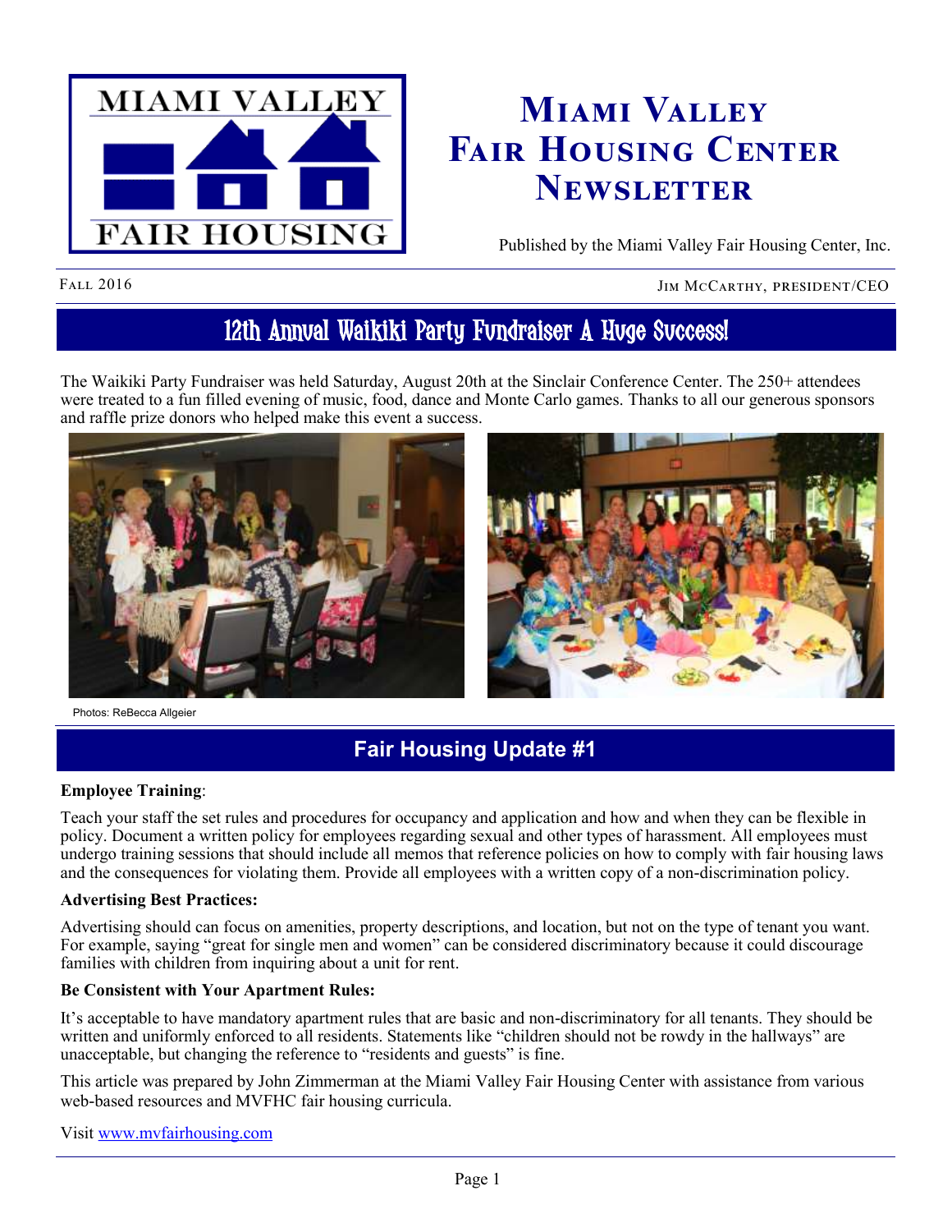# Miami Valley Fair Housing Center Newsletter

Published by the Miami Valley Fair Housing Center, Inc.

Fall 2016 — Jim McCarthy, President/CEO

## 12th Annual Waikiki Party Fundraiser A Huge Success!

The Waikiki Party Fundraiser was held Saturday, August 20th at the Sinclair Conference Center. The 250+ attendees were treated to a fun filled evening of music, food, dance and Monte Carlo games. Thanks to all our generous sponsors and raffle prize donors who helped make this event a success.

Photos: ReBecca Allgeier

## Fair Housing Update #1

**Employee Training**:

Teach your staff the set rules and procedures for occupancy and application and how and when they can be flexible in policy. Document a written policy for employees regarding sexual and other types of harassment. All employees must undergo training sessions that should include all memos that reference policies on how to comply with fair housing laws and the consequences for violating them. Provide all employees with a written copy of a non-discrimination policy.

**Advertising Best Practices:**

Advertising should can focus on amenities, property descriptions, and location, but not on the type of tenant you want. For example, saying "great for single men and women" can be considered discriminatory because it could discourage families with children from inquiring about a unit for rent.

**Be Consistent with Your Apartment Rules:**

It's acceptable to have mandatory apartment rules that are basic and non-discriminatory for all tenants. They should be written and uniformly enforced to all residents. Statements like "children should not be rowdy in the hallways" are unacceptable, but changing the reference to "residents and guests" is fine.

This article was prepared by John Zimmerman at the Miami Valley Fair Housing Center with assistance from various web-based resources and MVFHC fair housing curricula.

Visit [www.mvfairhousing.com](http://www.mvfairhousing.com)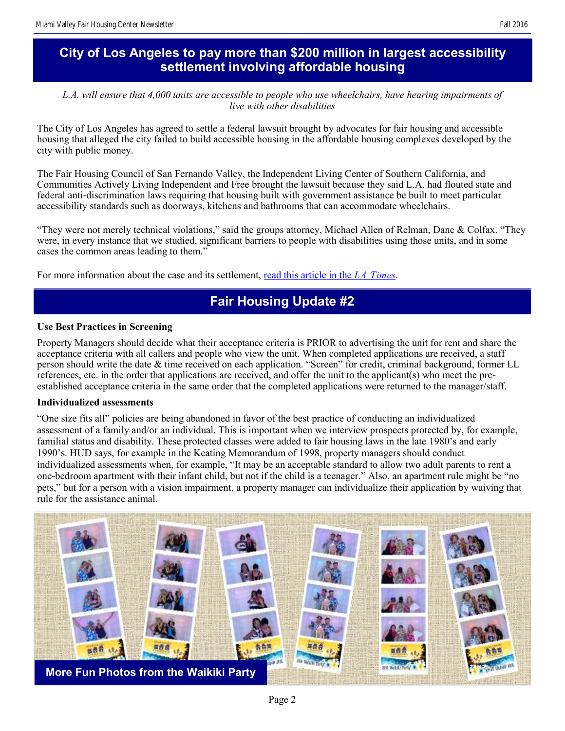## City of Los Angeles to pay more than $200 million in largest accessibility settlement involving affordable housing

*L.A. will ensure that 4,000 units are accessible to people who use wheelchairs, have hearing impairments of live with other disabilities*

The City of Los Angeles has agreed to settle a federal lawsuit brought by advocates for fair housing and accessible housing that alleged the city failed to build accessible housing in the affordable housing complexes developed by the city with public money.

The Fair Housing Council of San Fernando Valley, the Independent Living Center of Southern California, and Communities Actively Living Independent and Free brought the lawsuit because they said L.A. had flouted state and federal anti-discrimination laws requiring that housing built with government assistance be built to meet particular accessibility standards such as doorways, kitchens and bathrooms that can accommodate wheelchairs.

"They were not merely technical violations," said the groups attorney, Michael Allen of Relman, Dane & Colfax. "They were, in every instance that we studied, significant barriers to people with disabilities using those units, and in some cases the common areas leading to them."

For more information about the case and its settlement, read this article in the *LA Times*.

## Fair Housing Update #2

**Use Best Practices in Screening**

Property Managers should decide what their acceptance criteria is PRIOR to advertising the unit for rent and share the acceptance criteria with all callers and people who view the unit. When completed applications are received, a staff person should write the date & time received on each application. "Screen" for credit, criminal background, former LL references, etc. in the order that applications are received, and offer the unit to the applicant(s) who meet the pre-established acceptance criteria in the same order that the completed applications were returned to the manager/staff.

**Individualized assessments**

"One size fits all" policies are being abandoned in favor of the best practice of conducting an individualized assessment of a family and/or an individual. This is important when we interview prospects protected by, for example, familial status and disability. These protected classes were added to fair housing laws in the late 1980's and early 1990's. HUD says, for example in the Keating Memorandum of 1998, property managers should conduct individualized assessments when, for example, "It may be an acceptable standard to allow two adult parents to rent a one-bedroom apartment with their infant child, but not if the child is a teenager." Also, an apartment rule might be "no pets," but for a person with a vision impairment, a property manager can individualize their application by waiving that rule for the assistance animal.

**More Fun Photos from the Waikiki Party**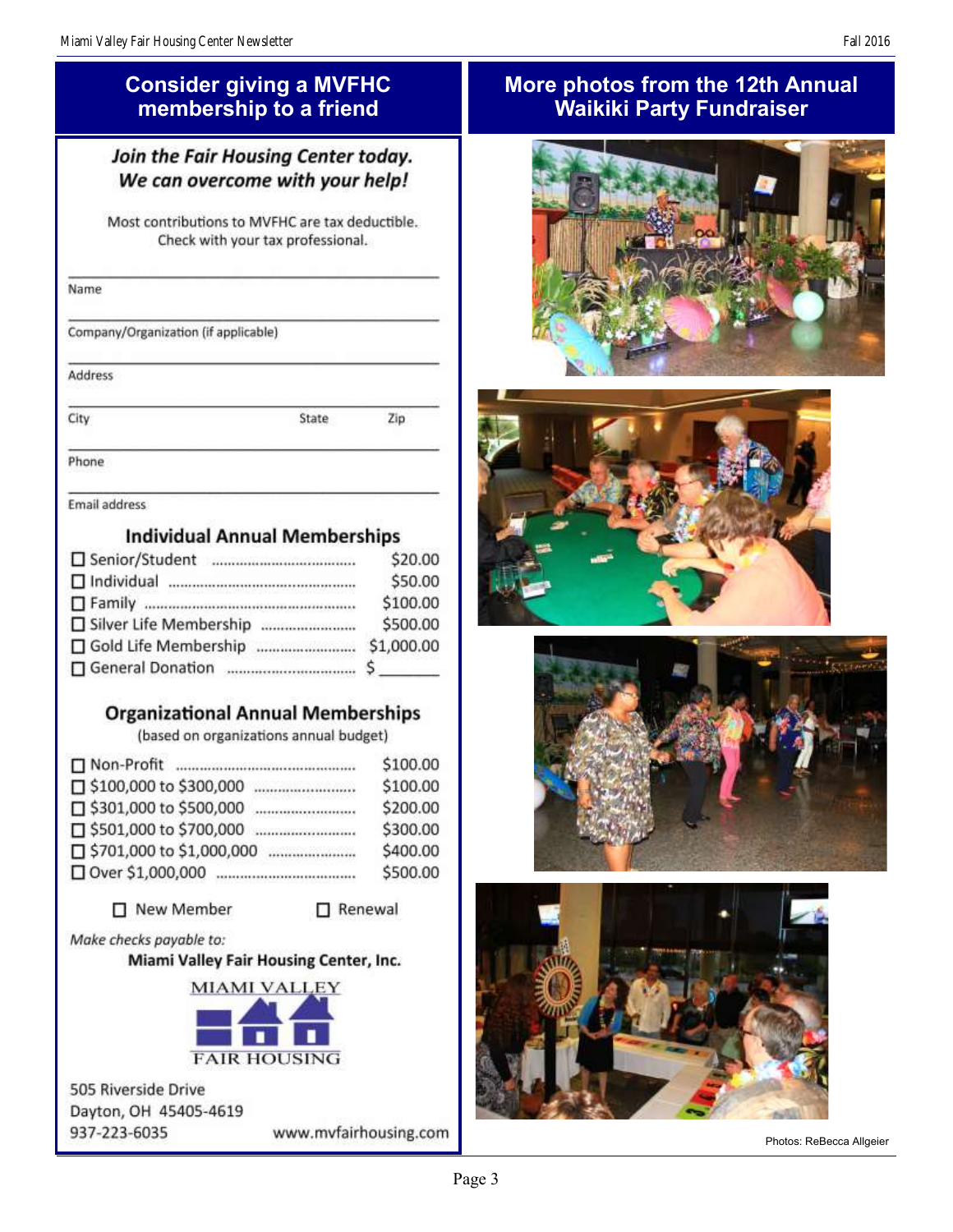## Consider giving a MVFHC membership to a friend

### *Join the Fair Housing Center today. We can overcome with your help!*

Most contributions to MVFHC are tax deductible. Check with your tax professional.

Name

Company/Organization (if applicable)

Address

City State Zip

Phone

Email address

### Individual Annual Memberships

| Membership | Amount |
|---|---|
| ☐ Senior/Student | $20.00 |
| ☐ Individual | $50.00 |
| ☐ Family | $100.00 |
| ☐ Silver Life Membership | $500.00 |
| ☐ Gold Life Membership | $1,000.00 |
| ☐ General Donation | $ _______ |

### Organizational Annual Memberships

(based on organizations annual budget)

| Membership | Amount |
|---|---|
| ☐ Non-Profit | $100.00 |
| ☐ $100,000 to $300,000 | $100.00 |
| ☐ $301,000 to $500,000 | $200.00 |
| ☐ $501,000 to $700,000 | $300.00 |
| ☐ $701,000 to $1,000,000 | $400.00 |
| ☐ Over $1,000,000 | $500.00 |

☐ New Member ☐ Renewal

*Make checks payable to:*

**Miami Valley Fair Housing Center, Inc.**

MIAMI VALLEY FAIR HOUSING

505 Riverside Drive
Dayton, OH 45405-4619
937-223-6035

www.mvfairhousing.com

## More photos from the 12th Annual Waikiki Party Fundraiser

Photos: ReBecca Allgeier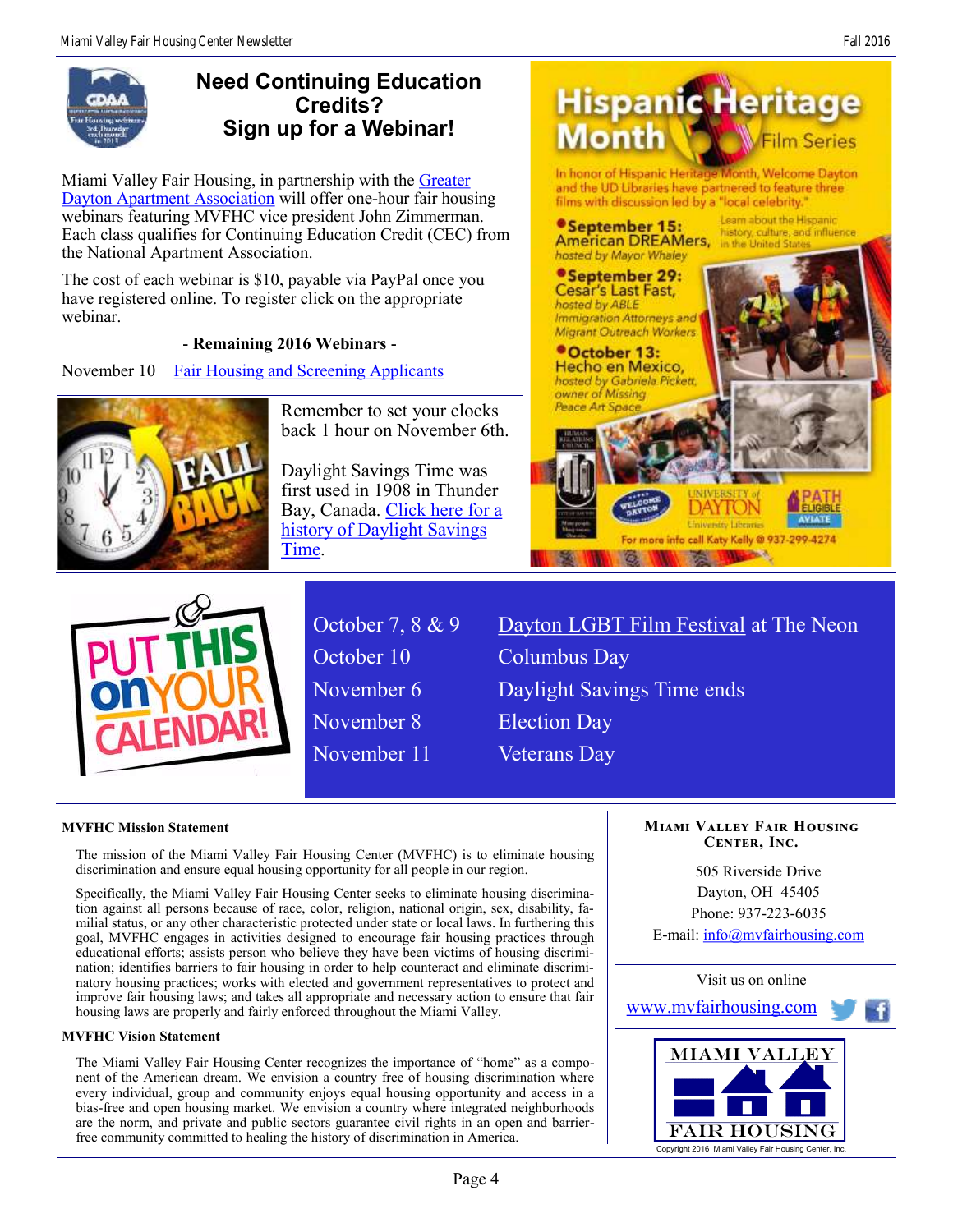## Need Continuing Education Credits? Sign up for a Webinar!

Miami Valley Fair Housing, in partnership with the Greater Dayton Apartment Association will offer one-hour fair housing webinars featuring MVFHC vice president John Zimmerman. Each class qualifies for Continuing Education Credit (CEC) from the National Apartment Association.

The cost of each webinar is $10, payable via PayPal once you have registered online. To register click on the appropriate webinar.

**- Remaining 2016 Webinars -**

November 10 Fair Housing and Screening Applicants

Remember to set your clocks back 1 hour on November 6th.

Daylight Savings Time was first used in 1908 in Thunder Bay, Canada. Click here for a history of Daylight Savings Time.

## Hispanic Heritage Month Film Series

In honor of Hispanic Heritage Month, Welcome Dayton and the UD Libraries have partnered to feature three films with discussion led by a "local celebrity."

Learn about the Hispanic history, culture, and influence in the United States

- **September 15:** American DREAMers, hosted by Mayor Whaley
- **September 29:** Cesar's Last Fast, hosted by ABLE Immigration Attorneys and Migrant Outreach Workers
- **October 13:** Hecho en Mexico, hosted by Gabriela Pickett, owner of Missing Peace Art Space

For more info call Katy Kelly @ 937-299-4274

## PUT THIS on YOUR CALENDAR!

| | |
|---|---|
| October 7, 8 & 9 | Dayton LGBT Film Festival at The Neon |
| October 10 | Columbus Day |
| November 6 | Daylight Savings Time ends |
| November 8 | Election Day |
| November 11 | Veterans Day |

**MVFHC Mission Statement**

The mission of the Miami Valley Fair Housing Center (MVFHC) is to eliminate housing discrimination and ensure equal housing opportunity for all people in our region.

Specifically, the Miami Valley Fair Housing Center seeks to eliminate housing discrimination against all persons because of race, color, religion, national origin, sex, disability, familial status, or any other characteristic protected under state or local laws. In furthering this goal, MVFHC engages in activities designed to encourage fair housing practices through educational efforts; assists person who believe they have been victims of housing discrimination; identifies barriers to fair housing in order to help counteract and eliminate discriminatory housing practices; works with elected and government representatives to protect and improve fair housing laws; and takes all appropriate and necessary action to ensure that fair housing laws are properly and fairly enforced throughout the Miami Valley.

**MVFHC Vision Statement**

The Miami Valley Fair Housing Center recognizes the importance of "home" as a component of the American dream. We envision a country free of housing discrimination where every individual, group and community enjoys equal housing opportunity and access in a bias-free and open housing market. We envision a country where integrated neighborhoods are the norm, and private and public sectors guarantee civil rights in an open and barrier-free community committed to healing the history of discrimination in America.

**Miami Valley Fair Housing Center, Inc.**

505 Riverside Drive
Dayton, OH 45405
Phone: 937-223-6035
E-mail: info@mvfairhousing.com

Visit us on online

www.mvfairhousing.com

MIAMI VALLEY FAIR HOUSING

Copyright 2016 Miami Valley Fair Housing Center, Inc.